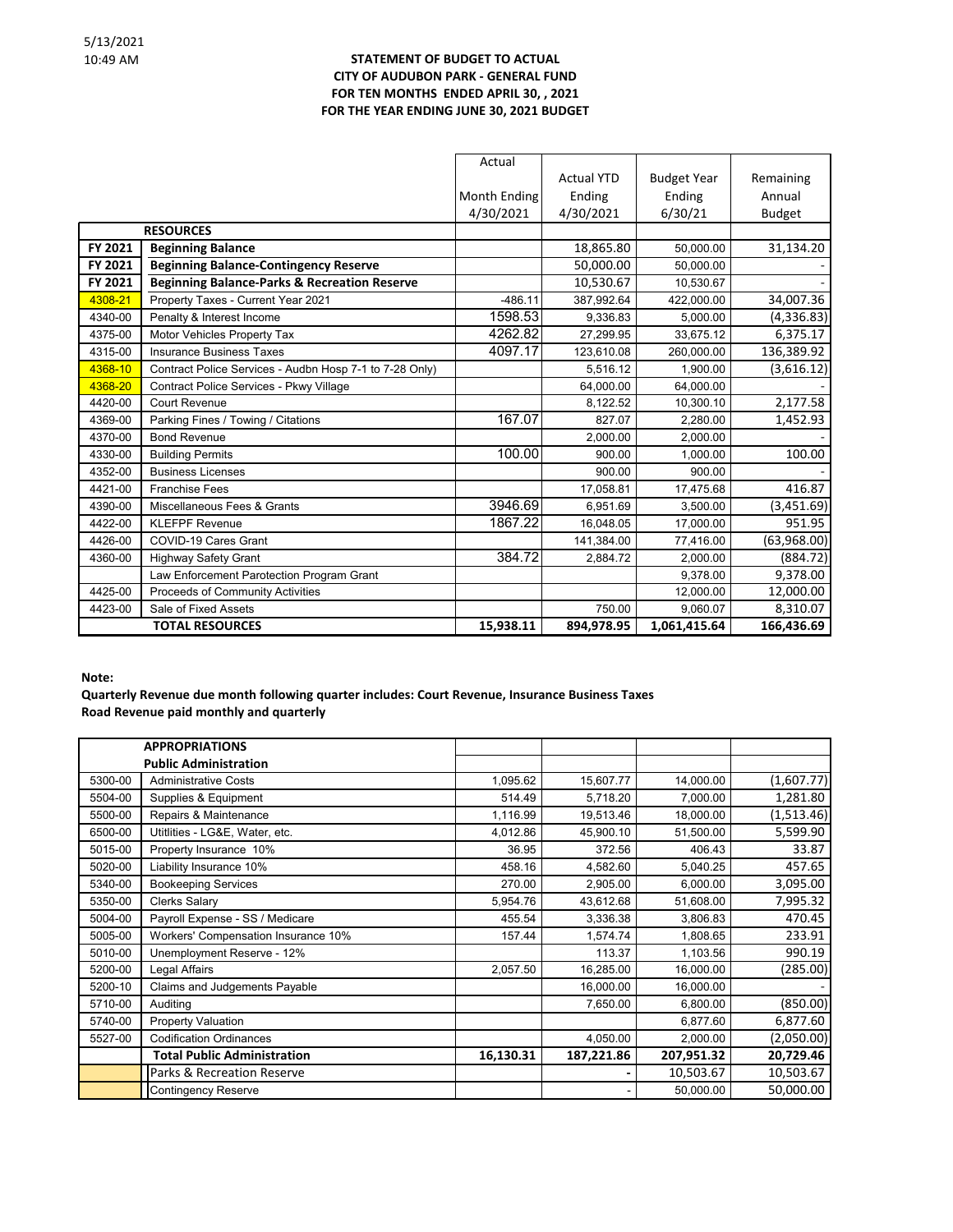5/13/2021
10:49 AM

**STATEMENT OF BUDGET TO ACTUAL**
**CITY OF AUDUBON PARK - GENERAL FUND**
**FOR TEN MONTHS ENDED APRIL 30, , 2021**
**FOR THE YEAR ENDING JUNE 30, 2021 BUDGET**

| | | Actual Month Ending 4/30/2021 | Actual YTD Ending 4/30/2021 | Budget Year Ending 6/30/21 | Remaining Annual Budget |
|---|---|---|---|---|---|
| | **RESOURCES** | | | | |
| **FY 2021** | **Beginning Balance** | | 18,865.80 | 50,000.00 | 31,134.20 |
| **FY 2021** | **Beginning Balance-Contingency Reserve** | | 50,000.00 | 50,000.00 | - |
| **FY 2021** | **Beginning Balance-Parks & Recreation Reserve** | | 10,530.67 | 10,530.67 | - |
| 4308-21 | Property Taxes - Current Year 2021 | -486.11 | 387,992.64 | 422,000.00 | 34,007.36 |
| 4340-00 | Penalty & Interest Income | 1598.53 | 9,336.83 | 5,000.00 | (4,336.83) |
| 4375-00 | Motor Vehicles Property Tax | 4262.82 | 27,299.95 | 33,675.12 | 6,375.17 |
| 4315-00 | Insurance Business Taxes | 4097.17 | 123,610.08 | 260,000.00 | 136,389.92 |
| 4368-10 | Contract Police Services - Audbn Hosp 7-1 to 7-28 Only) | | 5,516.12 | 1,900.00 | (3,616.12) |
| 4368-20 | Contract Police Services - Pkwy Village | | 64,000.00 | 64,000.00 | - |
| 4420-00 | Court Revenue | | 8,122.52 | 10,300.10 | 2,177.58 |
| 4369-00 | Parking Fines / Towing / Citations | 167.07 | 827.07 | 2,280.00 | 1,452.93 |
| 4370-00 | Bond Revenue | | 2,000.00 | 2,000.00 | - |
| 4330-00 | Building Permits | 100.00 | 900.00 | 1,000.00 | 100.00 |
| 4352-00 | Business Licenses | | 900.00 | 900.00 | - |
| 4421-00 | Franchise Fees | | 17,058.81 | 17,475.68 | 416.87 |
| 4390-00 | Miscellaneous Fees & Grants | 3946.69 | 6,951.69 | 3,500.00 | (3,451.69) |
| 4422-00 | KLEFPF Revenue | 1867.22 | 16,048.05 | 17,000.00 | 951.95 |
| 4426-00 | COVID-19 Cares Grant | | 141,384.00 | 77,416.00 | (63,968.00) |
| 4360-00 | Highway Safety Grant | 384.72 | 2,884.72 | 2,000.00 | (884.72) |
| | Law Enforcement Parotection Program Grant | | | 9,378.00 | 9,378.00 |
| 4425-00 | Proceeds of Community Activities | | | 12,000.00 | 12,000.00 |
| 4423-00 | Sale of Fixed Assets | | 750.00 | 9,060.07 | 8,310.07 |
| | **TOTAL RESOURCES** | **15,938.11** | **894,978.95** | **1,061,415.64** | **166,436.69** |

**Note:**

**Quarterly Revenue due month following quarter includes: Court Revenue, Insurance Business Taxes**
**Road Revenue paid monthly and quarterly**

| | | | | | |
|---|---|---|---|---|---|
| | **APPROPRIATIONS** | | | | |
| | **Public Administration** | | | | |
| 5300-00 | Administrative Costs | 1,095.62 | 15,607.77 | 14,000.00 | (1,607.77) |
| 5504-00 | Supplies & Equipment | 514.49 | 5,718.20 | 7,000.00 | 1,281.80 |
| 5500-00 | Repairs & Maintenance | 1,116.99 | 19,513.46 | 18,000.00 | (1,513.46) |
| 6500-00 | Utitlities - LG&E, Water, etc. | 4,012.86 | 45,900.10 | 51,500.00 | 5,599.90 |
| 5015-00 | Property Insurance 10% | 36.95 | 372.56 | 406.43 | 33.87 |
| 5020-00 | Liability Insurance 10% | 458.16 | 4,582.60 | 5,040.25 | 457.65 |
| 5340-00 | Bookeeping Services | 270.00 | 2,905.00 | 6,000.00 | 3,095.00 |
| 5350-00 | Clerks Salary | 5,954.76 | 43,612.68 | 51,608.00 | 7,995.32 |
| 5004-00 | Payroll Expense - SS / Medicare | 455.54 | 3,336.38 | 3,806.83 | 470.45 |
| 5005-00 | Workers' Compensation Insurance 10% | 157.44 | 1,574.74 | 1,808.65 | 233.91 |
| 5010-00 | Unemployment Reserve - 12% | | 113.37 | 1,103.56 | 990.19 |
| 5200-00 | Legal Affairs | 2,057.50 | 16,285.00 | 16,000.00 | (285.00) |
| 5200-10 | Claims and Judgements Payable | | 16,000.00 | 16,000.00 | - |
| 5710-00 | Auditing | | 7,650.00 | 6,800.00 | (850.00) |
| 5740-00 | Property Valuation | | | 6,877.60 | 6,877.60 |
| 5527-00 | Codification Ordinances | | 4,050.00 | 2,000.00 | (2,050.00) |
| | **Total Public Administration** | **16,130.31** | **187,221.86** | **207,951.32** | **20,729.46** |
| | Parks & Recreation Reserve | | - | 10,503.67 | 10,503.67 |
| | Contingency Reserve | | - | 50,000.00 | 50,000.00 |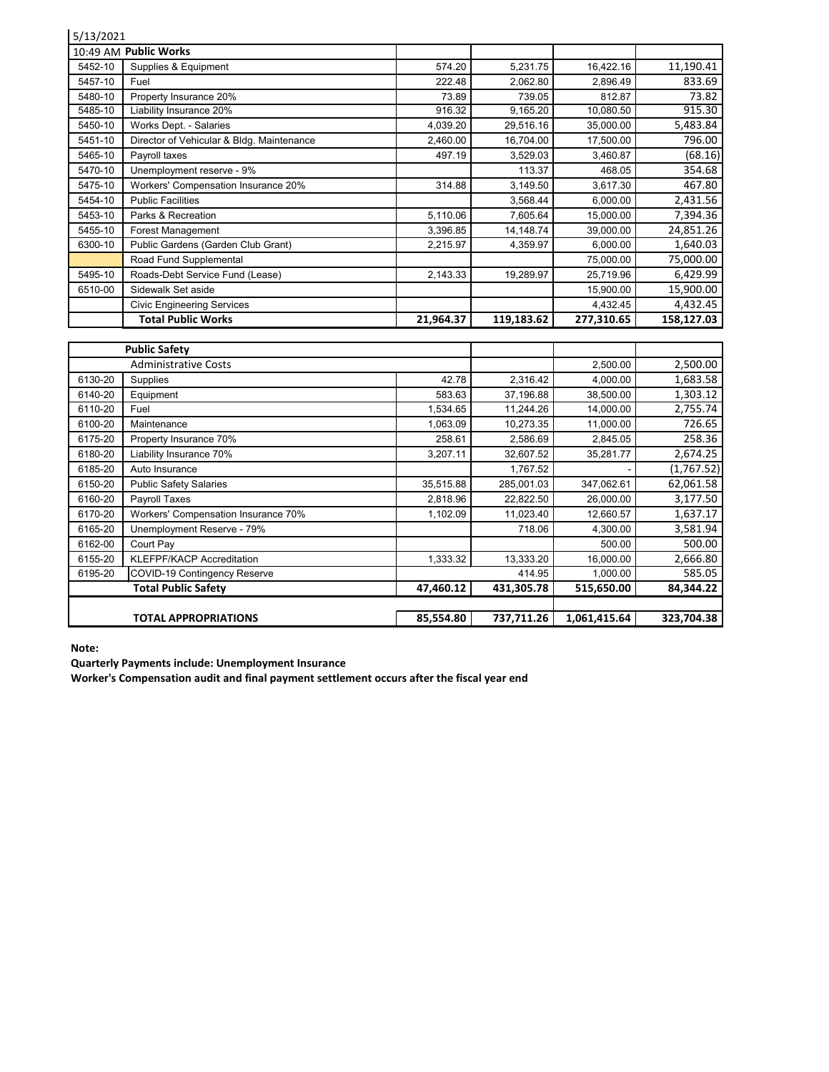5/13/2021

10:49 AM

| | Public Works | | | | |
|---|---|---|---|---|---|
| 5452-10 | Supplies & Equipment | 574.20 | 5,231.75 | 16,422.16 | 11,190.41 |
| 5457-10 | Fuel | 222.48 | 2,062.80 | 2,896.49 | 833.69 |
| 5480-10 | Property Insurance 20% | 73.89 | 739.05 | 812.87 | 73.82 |
| 5485-10 | Liability Insurance 20% | 916.32 | 9,165.20 | 10,080.50 | 915.30 |
| 5450-10 | Works Dept. - Salaries | 4,039.20 | 29,516.16 | 35,000.00 | 5,483.84 |
| 5451-10 | Director of Vehicular & Bldg. Maintenance | 2,460.00 | 16,704.00 | 17,500.00 | 796.00 |
| 5465-10 | Payroll taxes | 497.19 | 3,529.03 | 3,460.87 | (68.16) |
| 5470-10 | Unemployment reserve - 9% | | 113.37 | 468.05 | 354.68 |
| 5475-10 | Workers' Compensation Insurance 20% | 314.88 | 3,149.50 | 3,617.30 | 467.80 |
| 5454-10 | Public Facilities | | 3,568.44 | 6,000.00 | 2,431.56 |
| 5453-10 | Parks & Recreation | 5,110.06 | 7,605.64 | 15,000.00 | 7,394.36 |
| 5455-10 | Forest Management | 3,396.85 | 14,148.74 | 39,000.00 | 24,851.26 |
| 6300-10 | Public Gardens (Garden Club Grant) | 2,215.97 | 4,359.97 | 6,000.00 | 1,640.03 |
| | Road Fund Supplemental | | | 75,000.00 | 75,000.00 |
| 5495-10 | Roads-Debt Service Fund (Lease) | 2,143.33 | 19,289.97 | 25,719.96 | 6,429.99 |
| 6510-00 | Sidewalk Set aside | | | 15,900.00 | 15,900.00 |
| | Civic Engineering Services | | | 4,432.45 | 4,432.45 |
| | **Total Public Works** | **21,964.37** | **119,183.62** | **277,310.65** | **158,127.03** |

| | Public Safety | | | | |
|---|---|---|---|---|---|
| | Administrative Costs | | | 2,500.00 | 2,500.00 |
| 6130-20 | Supplies | 42.78 | 2,316.42 | 4,000.00 | 1,683.58 |
| 6140-20 | Equipment | 583.63 | 37,196.88 | 38,500.00 | 1,303.12 |
| 6110-20 | Fuel | 1,534.65 | 11,244.26 | 14,000.00 | 2,755.74 |
| 6100-20 | Maintenance | 1,063.09 | 10,273.35 | 11,000.00 | 726.65 |
| 6175-20 | Property Insurance 70% | 258.61 | 2,586.69 | 2,845.05 | 258.36 |
| 6180-20 | Liability Insurance 70% | 3,207.11 | 32,607.52 | 35,281.77 | 2,674.25 |
| 6185-20 | Auto Insurance | | 1,767.52 | - | (1,767.52) |
| 6150-20 | Public Safety Salaries | 35,515.88 | 285,001.03 | 347,062.61 | 62,061.58 |
| 6160-20 | Payroll Taxes | 2,818.96 | 22,822.50 | 26,000.00 | 3,177.50 |
| 6170-20 | Workers' Compensation Insurance 70% | 1,102.09 | 11,023.40 | 12,660.57 | 1,637.17 |
| 6165-20 | Unemployment Reserve - 79% | | 718.06 | 4,300.00 | 3,581.94 |
| 6162-00 | Court Pay | | | 500.00 | 500.00 |
| 6155-20 | KLEFPF/KACP Accreditation | 1,333.32 | 13,333.20 | 16,000.00 | 2,666.80 |
| 6195-20 | COVID-19 Contingency Reserve | | 414.95 | 1,000.00 | 585.05 |
| | **Total Public Safety** | **47,460.12** | **431,305.78** | **515,650.00** | **84,344.22** |
| | | | | | |
| | **TOTAL APPROPRIATIONS** | **85,554.80** | **737,711.26** | **1,061,415.64** | **323,704.38** |

**Note:**

**Quarterly Payments include: Unemployment Insurance**

**Worker's Compensation audit and final payment settlement occurs after the fiscal year end**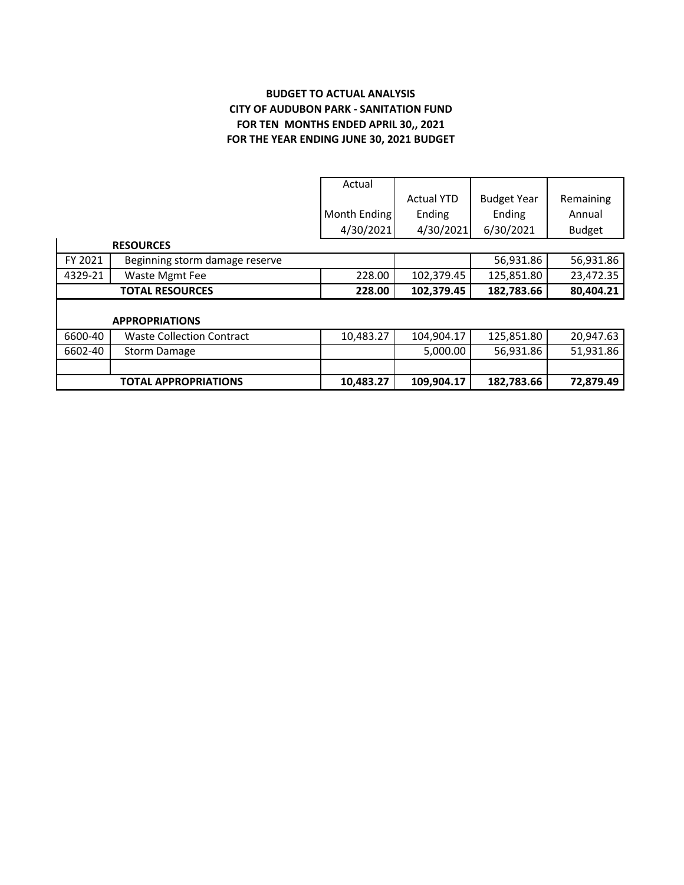**BUDGET TO ACTUAL ANALYSIS**
**CITY OF AUDUBON PARK - SANITATION FUND**
**FOR TEN MONTHS ENDED APRIL 30,, 2021**
**FOR THE YEAR ENDING JUNE 30, 2021 BUDGET**

| | | Actual Month Ending 4/30/2021 | Actual YTD Ending 4/30/2021 | Budget Year Ending 6/30/2021 | Remaining Annual Budget |
|---|---|---|---|---|---|
| | **RESOURCES** | | | | |
| FY 2021 | Beginning storm damage reserve | | | 56,931.86 | 56,931.86 |
| 4329-21 | Waste Mgmt Fee | 228.00 | 102,379.45 | 125,851.80 | 23,472.35 |
| | **TOTAL RESOURCES** | **228.00** | **102,379.45** | **182,783.66** | **80,404.21** |
| | **APPROPRIATIONS** | | | | |
| 6600-40 | Waste Collection Contract | 10,483.27 | 104,904.17 | 125,851.80 | 20,947.63 |
| 6602-40 | Storm Damage | | 5,000.00 | 56,931.86 | 51,931.86 |
| | | | | | |
| | **TOTAL APPROPRIATIONS** | **10,483.27** | **109,904.17** | **182,783.66** | **72,879.49** |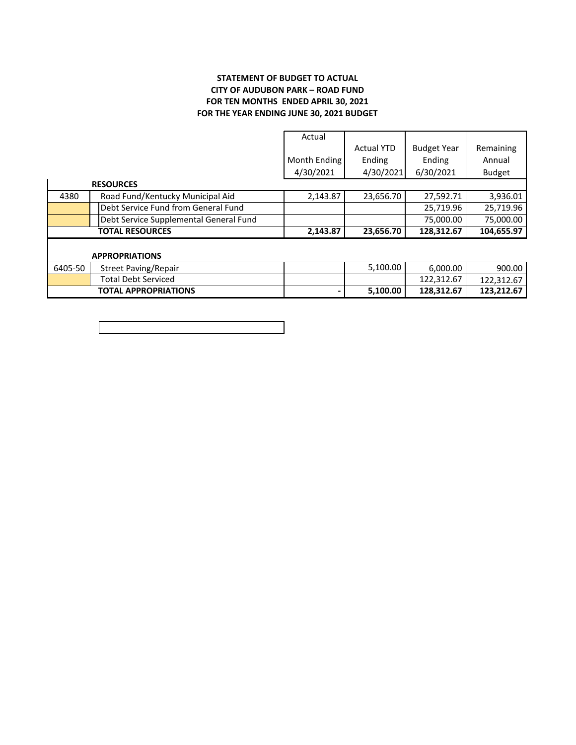**STATEMENT OF BUDGET TO ACTUAL**
**CITY OF AUDUBON PARK – ROAD FUND**
**FOR TEN MONTHS ENDED APRIL 30, 2021**
**FOR THE YEAR ENDING JUNE 30, 2021 BUDGET**

| | | Actual Month Ending 4/30/2021 | Actual YTD Ending 4/30/2021 | Budget Year Ending 6/30/2021 | Remaining Annual Budget |
|---|---|---|---|---|---|
| | **RESOURCES** | | | | |
| 4380 | Road Fund/Kentucky Municipal Aid | 2,143.87 | 23,656.70 | 27,592.71 | 3,936.01 |
| | Debt Service Fund from General Fund | | | 25,719.96 | 25,719.96 |
| | Debt Service Supplemental General Fund | | | 75,000.00 | 75,000.00 |
| | **TOTAL RESOURCES** | **2,143.87** | **23,656.70** | **128,312.67** | **104,655.97** |
| | **APPROPRIATIONS** | | | | |
| 6405-50 | Street Paving/Repair | | 5,100.00 | 6,000.00 | 900.00 |
| | Total Debt Serviced | | | 122,312.67 | 122,312.67 |
| | **TOTAL APPROPRIATIONS** | **-** | **5,100.00** | **128,312.67** | **123,212.67** |